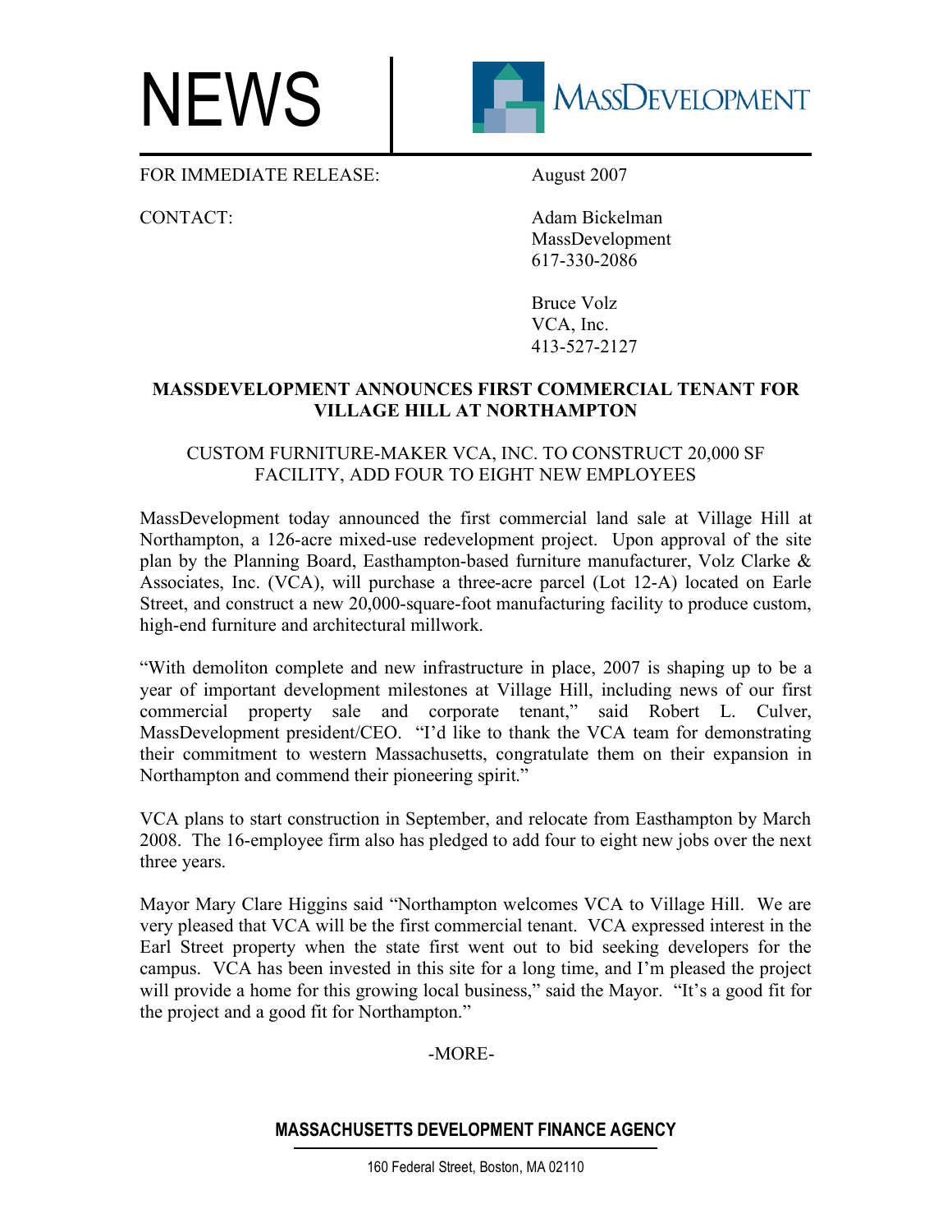NEWS

MASSDEVELOPMENT

FOR IMMEDIATE RELEASE: August 2007

CONTACT: Adam Bickelman
MassDevelopment
617-330-2086

Bruce Volz
VCA, Inc.
413-527-2127

**MASSDEVELOPMENT ANNOUNCES FIRST COMMERCIAL TENANT FOR VILLAGE HILL AT NORTHAMPTON**

CUSTOM FURNITURE-MAKER VCA, INC. TO CONSTRUCT 20,000 SF FACILITY, ADD FOUR TO EIGHT NEW EMPLOYEES

MassDevelopment today announced the first commercial land sale at Village Hill at Northampton, a 126-acre mixed-use redevelopment project. Upon approval of the site plan by the Planning Board, Easthampton-based furniture manufacturer, Volz Clarke & Associates, Inc. (VCA), will purchase a three-acre parcel (Lot 12-A) located on Earle Street, and construct a new 20,000-square-foot manufacturing facility to produce custom, high-end furniture and architectural millwork.

"With demoliton complete and new infrastructure in place, 2007 is shaping up to be a year of important development milestones at Village Hill, including news of our first commercial property sale and corporate tenant," said Robert L. Culver, MassDevelopment president/CEO. "I'd like to thank the VCA team for demonstrating their commitment to western Massachusetts, congratulate them on their expansion in Northampton and commend their pioneering spirit."

VCA plans to start construction in September, and relocate from Easthampton by March 2008. The 16-employee firm also has pledged to add four to eight new jobs over the next three years.

Mayor Mary Clare Higgins said "Northampton welcomes VCA to Village Hill. We are very pleased that VCA will be the first commercial tenant. VCA expressed interest in the Earl Street property when the state first went out to bid seeking developers for the campus. VCA has been invested in this site for a long time, and I'm pleased the project will provide a home for this growing local business," said the Mayor. "It's a good fit for the project and a good fit for Northampton."

-MORE-

**MASSACHUSETTS DEVELOPMENT FINANCE AGENCY**

160 Federal Street, Boston, MA 02110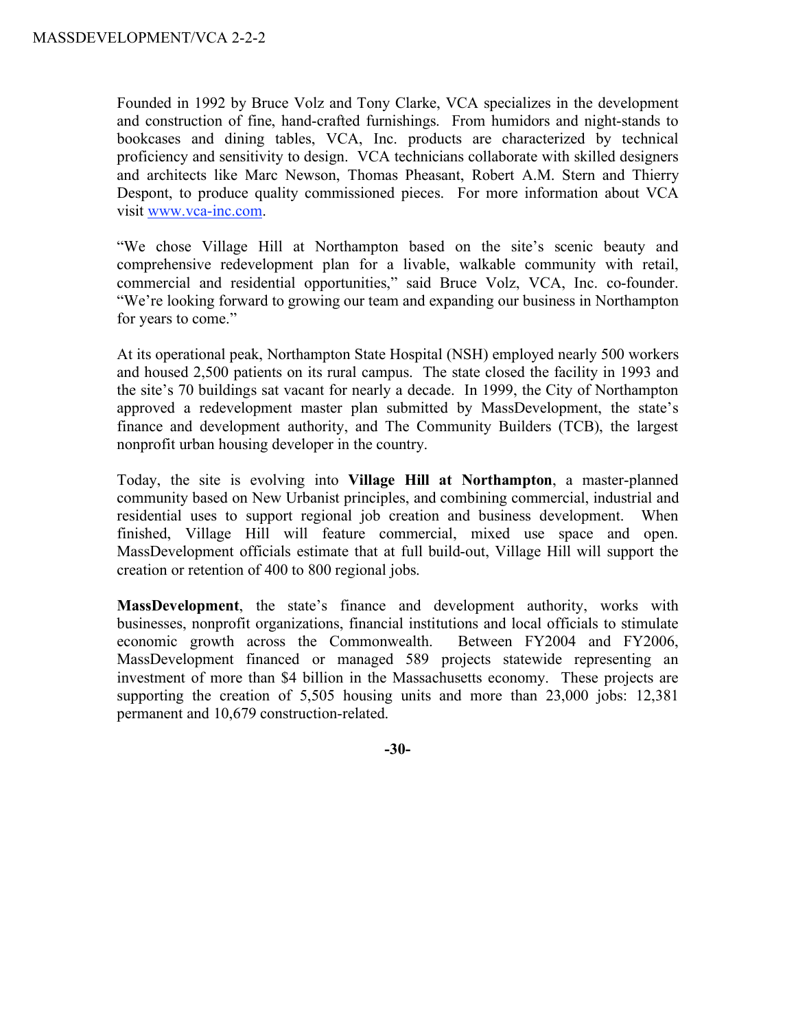Founded in 1992 by Bruce Volz and Tony Clarke, VCA specializes in the development and construction of fine, hand-crafted furnishings. From humidors and night-stands to bookcases and dining tables, VCA, Inc. products are characterized by technical proficiency and sensitivity to design. VCA technicians collaborate with skilled designers and architects like Marc Newson, Thomas Pheasant, Robert A.M. Stern and Thierry Despont, to produce quality commissioned pieces. For more information about VCA visit www.vca-inc.com.

"We chose Village Hill at Northampton based on the site's scenic beauty and comprehensive redevelopment plan for a livable, walkable community with retail, commercial and residential opportunities," said Bruce Volz, VCA, Inc. co-founder. "We're looking forward to growing our team and expanding our business in Northampton for years to come."

At its operational peak, Northampton State Hospital (NSH) employed nearly 500 workers and housed 2,500 patients on its rural campus. The state closed the facility in 1993 and the site's 70 buildings sat vacant for nearly a decade. In 1999, the City of Northampton approved a redevelopment master plan submitted by MassDevelopment, the state's finance and development authority, and The Community Builders (TCB), the largest nonprofit urban housing developer in the country.

Today, the site is evolving into **Village Hill at Northampton**, a master-planned community based on New Urbanist principles, and combining commercial, industrial and residential uses to support regional job creation and business development. When finished, Village Hill will feature commercial, mixed use space and open. MassDevelopment officials estimate that at full build-out, Village Hill will support the creation or retention of 400 to 800 regional jobs.

**MassDevelopment**, the state's finance and development authority, works with businesses, nonprofit organizations, financial institutions and local officials to stimulate economic growth across the Commonwealth. Between FY2004 and FY2006, MassDevelopment financed or managed 589 projects statewide representing an investment of more than $4 billion in the Massachusetts economy. These projects are supporting the creation of 5,505 housing units and more than 23,000 jobs: 12,381 permanent and 10,679 construction-related.

**-30-**